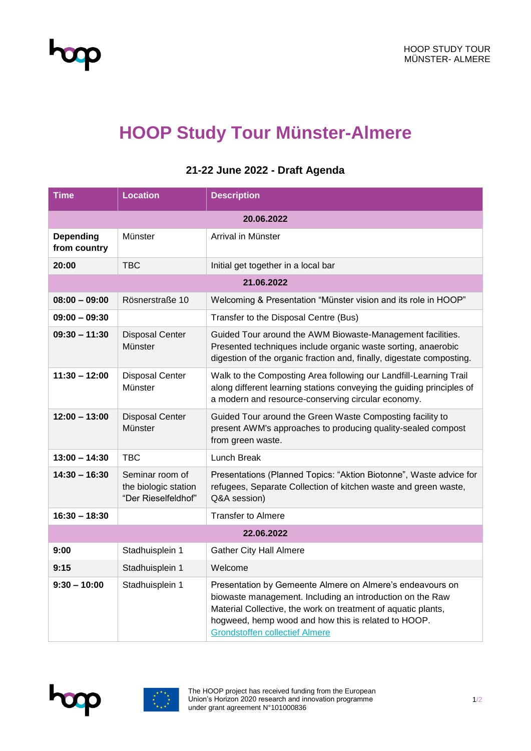# HOOP Study Tour Münster-Almere

## 21-22 June 2022 - Draft Agenda

| Time | Location | Description |
|---|---|---|
| | | **20.06.2022** |
| **Depending from country** | Münster | Arrival in Münster |
| **20:00** | TBC | Initial get together in a local bar |
| | | **21.06.2022** |
| **08:00 – 09:00** | Rösnerstraße 10 | Welcoming & Presentation "Münster vision and its role in HOOP" |
| **09:00 – 09:30** | | Transfer to the Disposal Centre (Bus) |
| **09:30 – 11:30** | Disposal Center Münster | Guided Tour around the AWM Biowaste-Management facilities. Presented techniques include organic waste sorting, anaerobic digestion of the organic fraction and, finally, digestate composting. |
| **11:30 – 12:00** | Disposal Center Münster | Walk to the Composting Area following our Landfill-Learning Trail along different learning stations conveying the guiding principles of a modern and resource-conserving circular economy. |
| **12:00 – 13:00** | Disposal Center Münster | Guided Tour around the Green Waste Composting facility to present AWM's approaches to producing quality-sealed compost from green waste. |
| **13:00 – 14:30** | TBC | Lunch Break |
| **14:30 – 16:30** | Seminar room of the biologic station "Der Rieselfeldhof" | Presentations (Planned Topics: "Aktion Biotonne", Waste advice for refugees, Separate Collection of kitchen waste and green waste, Q&A session) |
| **16:30 – 18:30** | | Transfer to Almere |
| | | **22.06.2022** |
| **9:00** | Stadhuisplein 1 | Gather City Hall Almere |
| **9:15** | Stadhuisplein 1 | Welcome |
| **9:30 – 10:00** | Stadhuisplein 1 | Presentation by Gemeente Almere on Almere's endeavours on biowaste management. Including an introduction on the Raw Material Collective, the work on treatment of aquatic plants, hogweed, hemp wood and how this is related to HOOP. Grondstoffen collectief Almere |

The HOOP project has received funding from the European Union's Horizon 2020 research and innovation programme under grant agreement N°101000836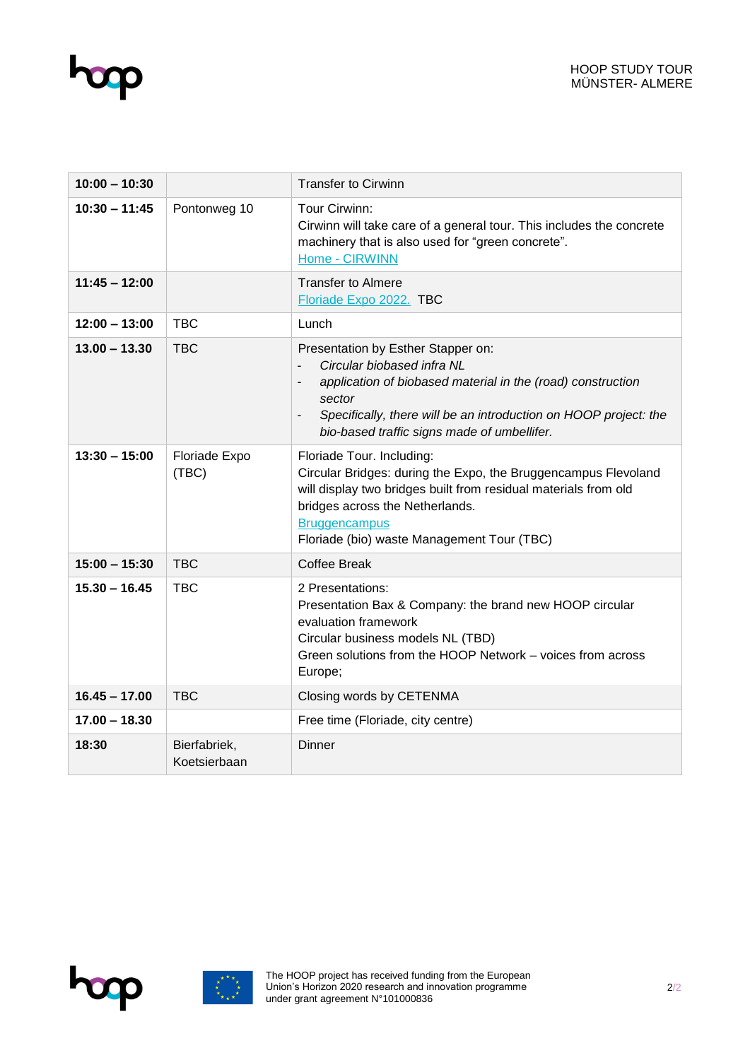| | | |
|---|---|---|
| **10:00 – 10:30** | | Transfer to Cirwinn |
| **10:30 – 11:45** | Pontonweg 10 | Tour Cirwinn:<br>Cirwinn will take care of a general tour. This includes the concrete machinery that is also used for “green concrete”.<br>Home - CIRWINN |
| **11:45 – 12:00** | | Transfer to Almere<br>Floriade Expo 2022. TBC |
| **12:00 – 13:00** | TBC | Lunch |
| **13.00 – 13.30** | TBC | Presentation by Esther Stapper on:<br>- *Circular biobased infra NL*<br>- *application of biobased material in the (road) construction sector*<br>- *Specifically, there will be an introduction on HOOP project: the bio-based traffic signs made of umbellifer.* |
| **13:30 – 15:00** | Floriade Expo (TBC) | Floriade Tour. Including:<br>Circular Bridges: during the Expo, the Bruggencampus Flevoland will display two bridges built from residual materials from old bridges across the Netherlands.<br>Bruggencampus<br>Floriade (bio) waste Management Tour (TBC) |
| **15:00 – 15:30** | TBC | Coffee Break |
| **15.30 – 16.45** | TBC | 2 Presentations:<br>Presentation Bax & Company: the brand new HOOP circular evaluation framework<br>Circular business models NL (TBD)<br>Green solutions from the HOOP Network – voices from across Europe; |
| **16.45 – 17.00** | TBC | Closing words by CETENMA |
| **17.00 – 18.30** | | Free time (Floriade, city centre) |
| **18:30** | Bierfabriek, Koetsierbaan | Dinner |

The HOOP project has received funding from the European Union’s Horizon 2020 research and innovation programme under grant agreement N°101000836